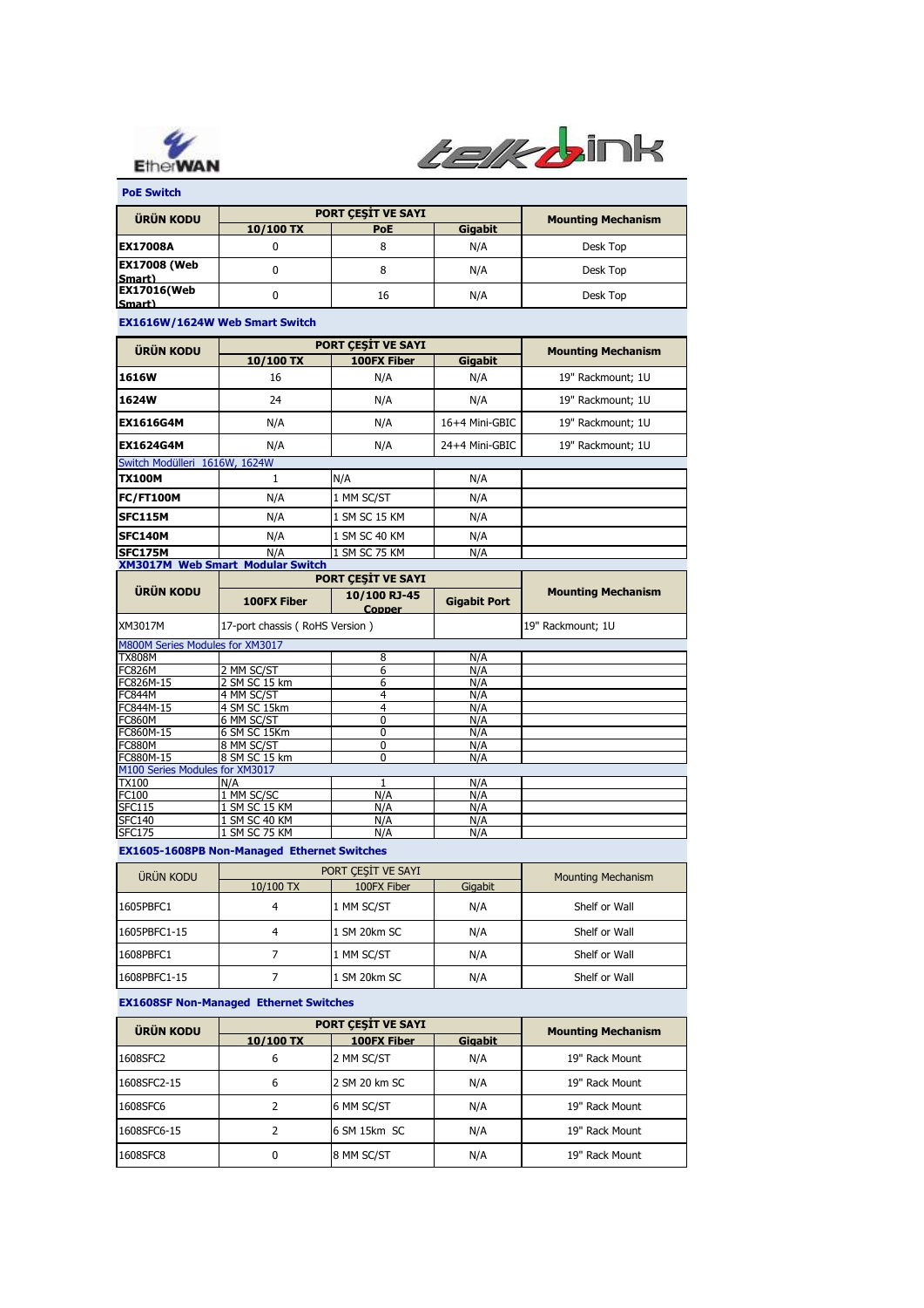EtherWAN

telkolink

## PoE Switch

| ÜRÜN KODU | PORT ÇEŞİT VE SAYI | | | Mounting Mechanism |
|---|---|---|---|---|
| | 10/100 TX | PoE | Gigabit | |
| EX17008A | 0 | 8 | N/A | Desk Top |
| EX17008 (Web Smart) | 0 | 8 | N/A | Desk Top |
| EX17016(Web Smart) | 0 | 16 | N/A | Desk Top |

## EX1616W/1624W Web Smart Switch

| ÜRÜN KODU | PORT ÇEŞİT VE SAYI | | | Mounting Mechanism |
|---|---|---|---|---|
| | 10/100 TX | 100FX Fiber | Gigabit | |
| 1616W | 16 | N/A | N/A | 19" Rackmount; 1U |
| 1624W | 24 | N/A | N/A | 19" Rackmount; 1U |
| EX1616G4M | N/A | N/A | 16+4 Mini-GBIC | 19" Rackmount; 1U |
| EX1624G4M | N/A | N/A | 24+4 Mini-GBIC | 19" Rackmount; 1U |
| Switch Modülleri 1616W, 1624W | | | | |
| TX100M | 1 | N/A | N/A | |
| FC/FT100M | N/A | 1 MM SC/ST | N/A | |
| SFC115M | N/A | 1 SM SC 15 KM | N/A | |
| SFC140M | N/A | 1 SM SC 40 KM | N/A | |
| SFC175M | N/A | 1 SM SC 75 KM | N/A | |

## XM3017M Web Smart Modular Switch

| ÜRÜN KODU | PORT ÇEŞİT VE SAYI | | | Mounting Mechanism |
|---|---|---|---|---|
| | 100FX Fiber | 10/100 RJ-45 Copper | Gigabit Port | |
| XM3017M | 17-port chassis ( RoHS Version ) | | | 19" Rackmount; 1U |
| M800M Series Modules for XM3017 | | | | |
| TX808M | | 8 | N/A | |
| FC826M | 2 MM SC/ST | 6 | N/A | |
| FC826M-15 | 2 SM SC 15 km | 6 | N/A | |
| FC844M | 4 MM SC/ST | 4 | N/A | |
| FC844M-15 | 4 SM SC 15km | 4 | N/A | |
| FC860M | 6 MM SC/ST | 0 | N/A | |
| FC860M-15 | 6 SM SC 15Km | 0 | N/A | |
| FC880M | 8 MM SC/ST | 0 | N/A | |
| FC880M-15 | 8 SM SC 15 km | 0 | N/A | |
| M100 Series Modules for XM3017 | | | | |
| TX100 | N/A | 1 | N/A | |
| FC100 | 1 MM SC/SC | N/A | N/A | |
| SFC115 | 1 SM SC 15 KM | N/A | N/A | |
| SFC140 | 1 SM SC 40 KM | N/A | N/A | |
| SFC175 | 1 SM SC 75 KM | N/A | N/A | |

## EX1605-1608PB Non-Managed Ethernet Switches

| ÜRÜN KODU | PORT ÇEŞİT VE SAYI | | | Mounting Mechanism |
|---|---|---|---|---|
| | 10/100 TX | 100FX Fiber | Gigabit | |
| 1605PBFC1 | 4 | 1 MM SC/ST | N/A | Shelf or Wall |
| 1605PBFC1-15 | 4 | 1 SM 20km SC | N/A | Shelf or Wall |
| 1608PBFC1 | 7 | 1 MM SC/ST | N/A | Shelf or Wall |
| 1608PBFC1-15 | 7 | 1 SM 20km SC | N/A | Shelf or Wall |

## EX1608SF Non-Managed Ethernet Switches

| ÜRÜN KODU | PORT ÇEŞİT VE SAYI | | | Mounting Mechanism |
|---|---|---|---|---|
| | 10/100 TX | 100FX Fiber | Gigabit | |
| 1608SFC2 | 6 | 2 MM SC/ST | N/A | 19" Rack Mount |
| 1608SFC2-15 | 6 | 2 SM 20 km SC | N/A | 19" Rack Mount |
| 1608SFC6 | 2 | 6 MM SC/ST | N/A | 19" Rack Mount |
| 1608SFC6-15 | 2 | 6 SM 15km SC | N/A | 19" Rack Mount |
| 1608SFC8 | 0 | 8 MM SC/ST | N/A | 19" Rack Mount |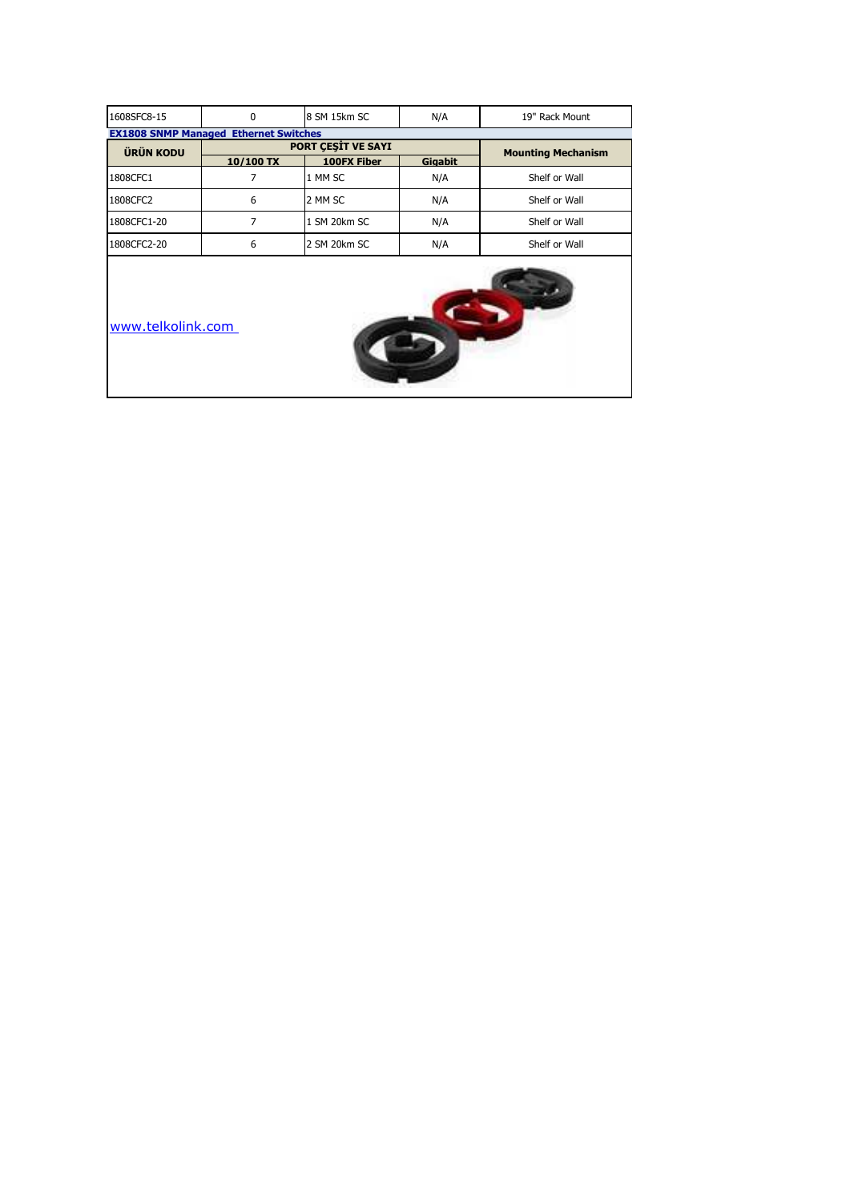| | | | | |
|---|---|---|---|---|
| 1608SFC8-15 | 0 | 8 SM 15km SC | N/A | 19" Rack Mount |

**EX1808 SNMP Managed Ethernet Switches**

| ÜRÜN KODU | PORT ÇEŞİT VE SAYI | | | Mounting Mechanism |
|---|---|---|---|---|
| | 10/100 TX | 100FX Fiber | Gigabit | |
| 1808CFC1 | 7 | 1 MM SC | N/A | Shelf or Wall |
| 1808CFC2 | 6 | 2 MM SC | N/A | Shelf or Wall |
| 1808CFC1-20 | 7 | 1 SM 20km SC | N/A | Shelf or Wall |
| 1808CFC2-20 | 6 | 2 SM 20km SC | N/A | Shelf or Wall |

www.telkolink.com